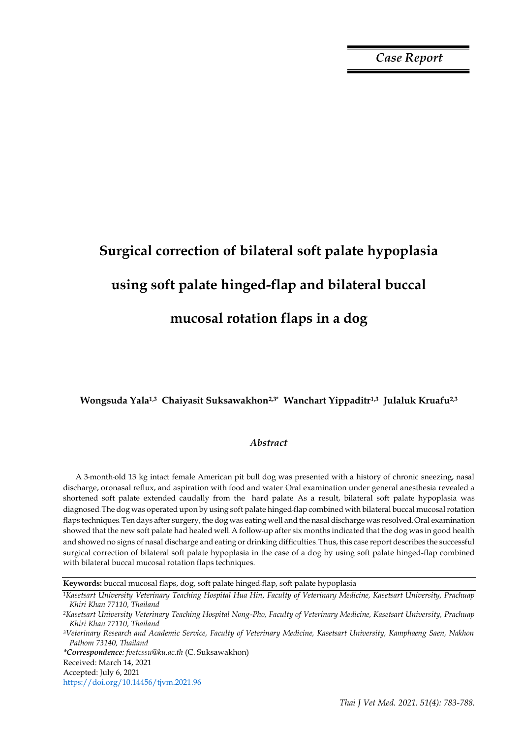*Case Report*

# Surgical correction of bilateral soft palate hypoplasia using soft palate hinged-flap and bilateral buccal mucosal rotation flaps in a dog

**Wongsuda Yala[1,3] Chaiyasit Suksawakhon[2,3*] Wanchart Yippaditr[1,3] Julaluk Kruafu[2,3]**

### *Abstract*

A 3-month-old 13 kg intact female American pit bull dog was presented with a history of chronic sneezing, nasal discharge, oronasal reflux, and aspiration with food and water. Oral examination under general anesthesia revealed a shortened soft palate extended caudally from the hard palate. As a result, bilateral soft palate hypoplasia was diagnosed. The dog was operated upon by using soft palate hinged-flap combined with bilateral buccal mucosal rotation flaps techniques. Ten days after surgery, the dog was eating well and the nasal discharge was resolved. Oral examination showed that the new soft palate had healed well. A follow-up after six months indicated that the dog was in good health and showed no signs of nasal discharge and eating or drinking difficulties. Thus, this case report describes the successful surgical correction of bilateral soft palate hypoplasia in the case of a dog by using soft palate hinged-flap combined with bilateral buccal mucosal rotation flaps techniques.

**Keywords:** buccal mucosal flaps, dog, soft palate hinged-flap, soft palate hypoplasia

[1]*Kasetsart University Veterinary Teaching Hospital Hua Hin, Faculty of Veterinary Medicine, Kasetsart University, Prachuap Khiri Khan 77110, Thailand*

[2]*Kasetsart University Veterinary Teaching Hospital Nong-Pho, Faculty of Veterinary Medicine, Kasetsart University, Prachuap Khiri Khan 77110, Thailand*

[3]*Veterinary Research and Academic Service, Faculty of Veterinary Medicine, Kasetsart University, Kamphaeng Saen, Nakhon Pathom 73140, Thailand*

***Correspondence:** *fvetcssu@ku.ac.th* (C. Suksawakhon)

Received: March 14, 2021

Accepted: July 6, 2021

https://doi.org/10.14456/tjvm.2021.96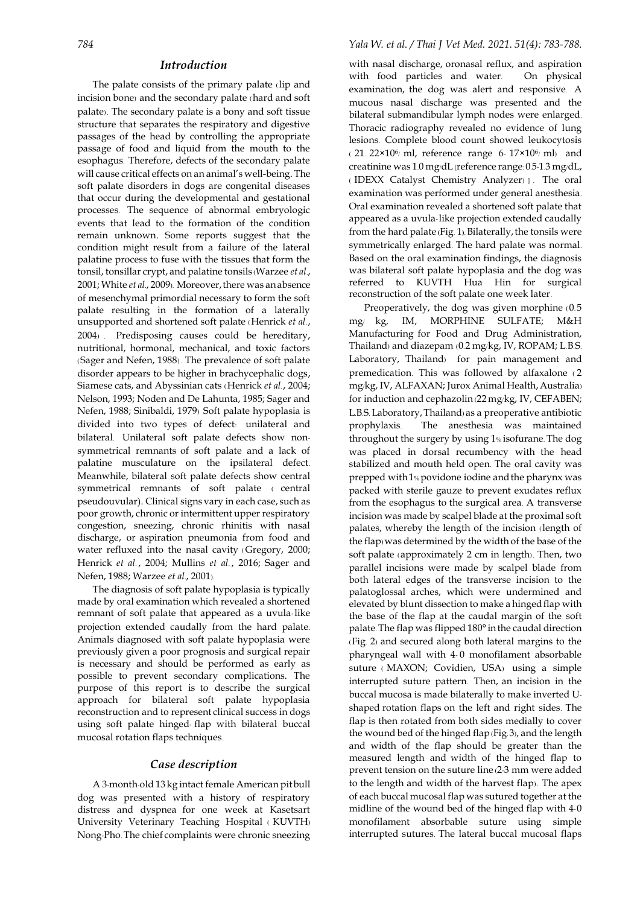## Introduction

The palate consists of the primary palate (lip and incision bone) and the secondary palate (hard and soft palate). The secondary palate is a bony and soft tissue structure that separates the respiratory and digestive passages of the head by controlling the appropriate passage of food and liquid from the mouth to the esophagus. Therefore, defects of the secondary palate will cause critical effects on an animal's well-being. The soft palate disorders in dogs are congenital diseases that occur during the developmental and gestational processes. The sequence of abnormal embryologic events that lead to the formation of the condition remain unknown. Some reports suggest that the condition might result from a failure of the lateral palatine process to fuse with the tissues that form the tonsil, tonsillar crypt, and palatine tonsils (Warzee *et al.*, 2001; White *et al.*, 2009). Moreover, there was an absence of mesenchymal primordial necessary to form the soft palate resulting in the formation of a laterally unsupported and shortened soft palate (Henrick *et al.*, 2004). Predisposing causes could be hereditary, nutritional, hormonal, mechanical, and toxic factors (Sager and Nefen, 1988). The prevalence of soft palate disorder appears to be higher in brachycephalic dogs, Siamese cats, and Abyssinian cats (Henrick *et al.*, 2004; Nelson, 1993; Noden and De Lahunta, 1985; Sager and Nefen, 1988; Sinibaldi, 1979) Soft palate hypoplasia is divided into two types of defect: unilateral and bilateral. Unilateral soft palate defects show non-symmetrical remnants of soft palate and a lack of palatine musculature on the ipsilateral defect. Meanwhile, bilateral soft palate defects show central symmetrical remnants of soft palate (central pseudouvular). Clinical signs vary in each case, such as poor growth, chronic or intermittent upper respiratory congestion, sneezing, chronic rhinitis with nasal discharge, or aspiration pneumonia from food and water refluxed into the nasal cavity (Gregory, 2000; Henrick *et al.*, 2004; Mullins *et al.*, 2016; Sager and Nefen, 1988; Warzee *et al.*, 2001).

The diagnosis of soft palate hypoplasia is typically made by oral examination which revealed a shortened remnant of soft palate that appeared as a uvula-like projection extended caudally from the hard palate. Animals diagnosed with soft palate hypoplasia were previously given a poor prognosis and surgical repair is necessary and should be performed as early as possible to prevent secondary complications. The purpose of this report is to describe the surgical approach for bilateral soft palate hypoplasia reconstruction and to represent clinical success in dogs using soft palate hinged-flap with bilateral buccal mucosal rotation flaps techniques.

## Case description

A 3-month-old 13 kg intact female American pit bull dog was presented with a history of respiratory distress and dyspnea for one week at Kasetsart University Veterinary Teaching Hospital (KUVTH) Nong-Pho. The chief complaints were chronic sneezing with nasal discharge, oronasal reflux, and aspiration with food particles and water. On physical examination, the dog was alert and responsive. A mucous nasal discharge was presented and the bilateral submandibular lymph nodes were enlarged. Thoracic radiography revealed no evidence of lung lesions. Complete blood count showed leukocytosis ($21.22\times10^6$/ml, reference range $6$-$17\times10^6$/ml) and creatinine was 1.0 mg/dL [reference range: 0.5-1.3 mg/dL, (IDEXX Catalyst Chemistry Analyzer)]. The oral examination was performed under general anesthesia. Oral examination revealed a shortened soft palate that appeared as a uvula-like projection extended caudally from the hard palate (Fig. 1). Bilaterally, the tonsils were symmetrically enlarged. The hard palate was normal. Based on the oral examination findings, the diagnosis was bilateral soft palate hypoplasia and the dog was referred to KUVTH Hua Hin for surgical reconstruction of the soft palate one week later.

Preoperatively, the dog was given morphine (0.5 mg/kg, IM, MORPHINE SULFATE; M&H Manufacturing for Food and Drug Administration, Thailand) and diazepam (0.2 mg/kg, IV, ROPAM; L.B.S. Laboratory, Thailand) for pain management and premedication. This was followed by alfaxalone (2 mg/kg, IV, ALFAXAN; Jurox Animal Health, Australia) for induction and cephazolin (22 mg/kg, IV, CEFABEN; L.B.S. Laboratory, Thailand) as a preoperative antibiotic prophylaxis. The anesthesia was maintained throughout the surgery by using 1% isofurane. The dog was placed in dorsal recumbency with the head stabilized and mouth held open. The oral cavity was prepped with 1% povidone iodine and the pharynx was packed with sterile gauze to prevent exudates reflux from the esophagus to the surgical area. A transverse incision was made by scalpel blade at the proximal soft palates, whereby the length of the incision (length of the flap) was determined by the width of the base of the soft palate (approximately 2 cm in length). Then, two parallel incisions were made by scalpel blade from both lateral edges of the transverse incision to the palatoglossal arches, which were undermined and elevated by blunt dissection to make a hinged flap with the base of the flap at the caudal margin of the soft palate. The flap was flipped 180° in the caudal direction (Fig. 2) and secured along both lateral margins to the pharyngeal wall with 4-0 monofilament absorbable suture (MAXON; Covidien, USA) using a simple interrupted suture pattern. Then, an incision in the buccal mucosa is made bilaterally to make inverted U-shaped rotation flaps on the left and right sides. The flap is then rotated from both sides medially to cover the wound bed of the hinged flap (Fig. 3), and the length and width of the flap should be greater than the measured length and width of the hinged flap to prevent tension on the suture line (2-3 mm were added to the length and width of the harvest flap). The apex of each buccal mucosal flap was sutured together at the midline of the wound bed of the hinged flap with 4-0 monofilament absorbable suture using simple interrupted sutures. The lateral buccal mucosal flaps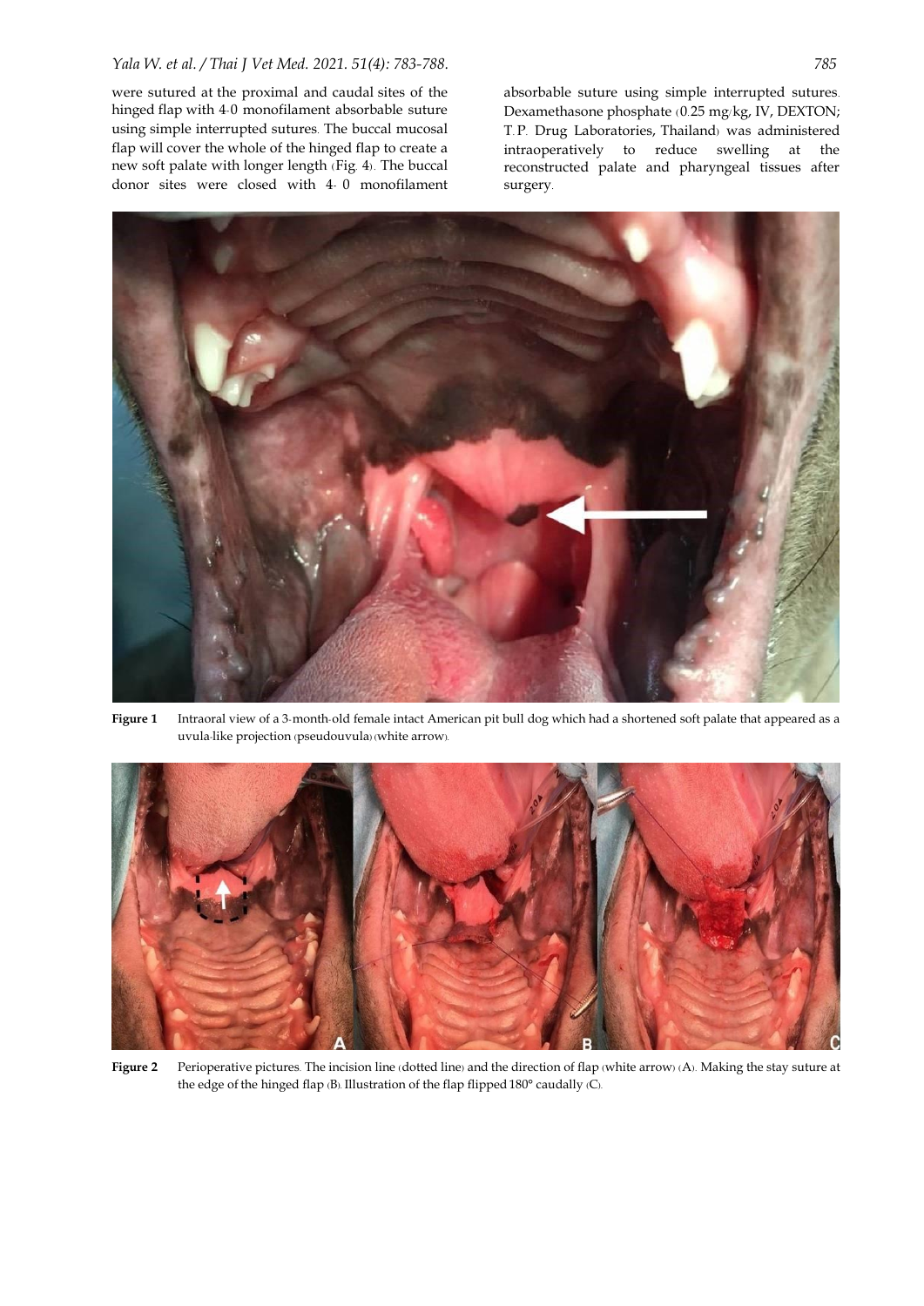were sutured at the proximal and caudal sites of the hinged flap with 4-0 monofilament absorbable suture using simple interrupted sutures. The buccal mucosal flap will cover the whole of the hinged flap to create a new soft palate with longer length (Fig. 4). The buccal donor sites were closed with 4- 0 monofilament absorbable suture using simple interrupted sutures. Dexamethasone phosphate (0.25 mg/kg, IV, DEXTON; T.P. Drug Laboratories, Thailand) was administered intraoperatively to reduce swelling at the reconstructed palate and pharyngeal tissues after surgery.

**Figure 1** Intraoral view of a 3-month-old female intact American pit bull dog which had a shortened soft palate that appeared as a uvula-like projection (pseudouvula) (white arrow).

**Figure 2** Perioperative pictures. The incision line (dotted line) and the direction of flap (white arrow) (A). Making the stay suture at the edge of the hinged flap (B). Illustration of the flap flipped 180° caudally (C).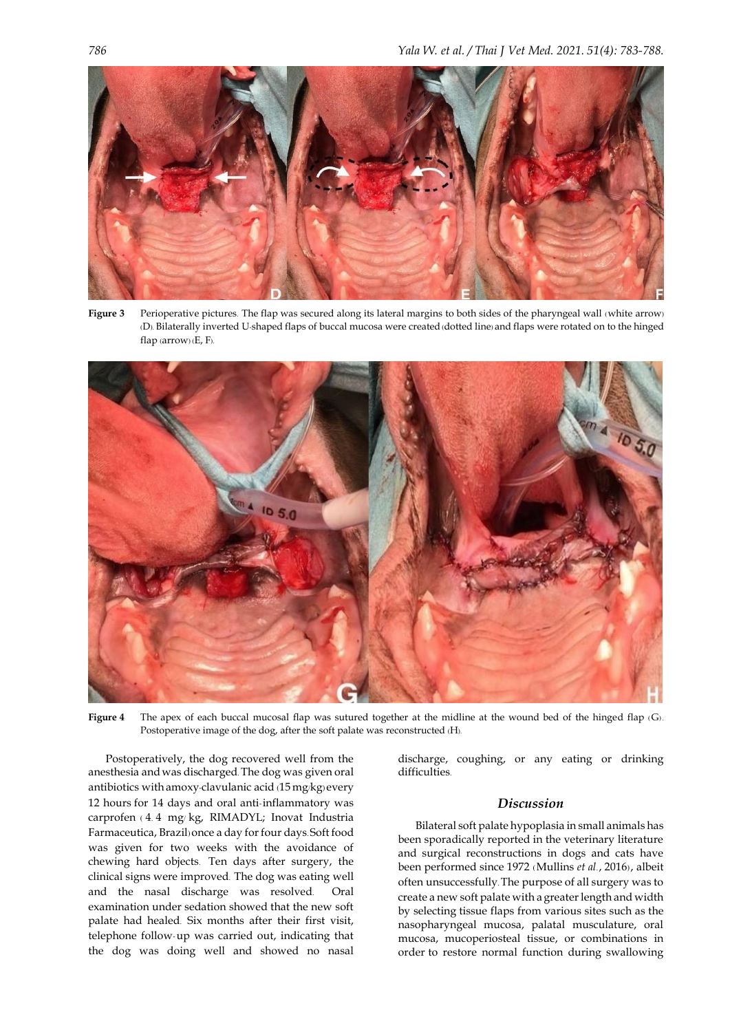**Figure 3** Perioperative pictures. The flap was secured along its lateral margins to both sides of the pharyngeal wall (white arrow) (D). Bilaterally inverted U-shaped flaps of buccal mucosa were created (dotted line) and flaps were rotated on to the hinged flap (arrow) (E, F).

**Figure 4** The apex of each buccal mucosal flap was sutured together at the midline at the wound bed of the hinged flap (G). Postoperative image of the dog, after the soft palate was reconstructed (H).

Postoperatively, the dog recovered well from the anesthesia and was discharged. The dog was given oral antibiotics with amoxy-clavulanic acid (15 mg/kg) every 12 hours for 14 days and oral anti-inflammatory was carprofen (4.4 mg/kg, RIMADYL; Inovat Industria Farmaceutica, Brazil) once a day for four days. Soft food was given for two weeks with the avoidance of chewing hard objects. Ten days after surgery, the clinical signs were improved. The dog was eating well and the nasal discharge was resolved. Oral examination under sedation showed that the new soft palate had healed. Six months after their first visit, telephone follow-up was carried out, indicating that the dog was doing well and showed no nasal discharge, coughing, or any eating or drinking difficulties.

## Discussion

Bilateral soft palate hypoplasia in small animals has been sporadically reported in the veterinary literature and surgical reconstructions in dogs and cats have been performed since 1972 (Mullins *et al.*, 2016), albeit often unsuccessfully. The purpose of all surgery was to create a new soft palate with a greater length and width by selecting tissue flaps from various sites such as the nasopharyngeal mucosa, palatal musculature, oral mucosa, mucoperiosteal tissue, or combinations in order to restore normal function during swallowing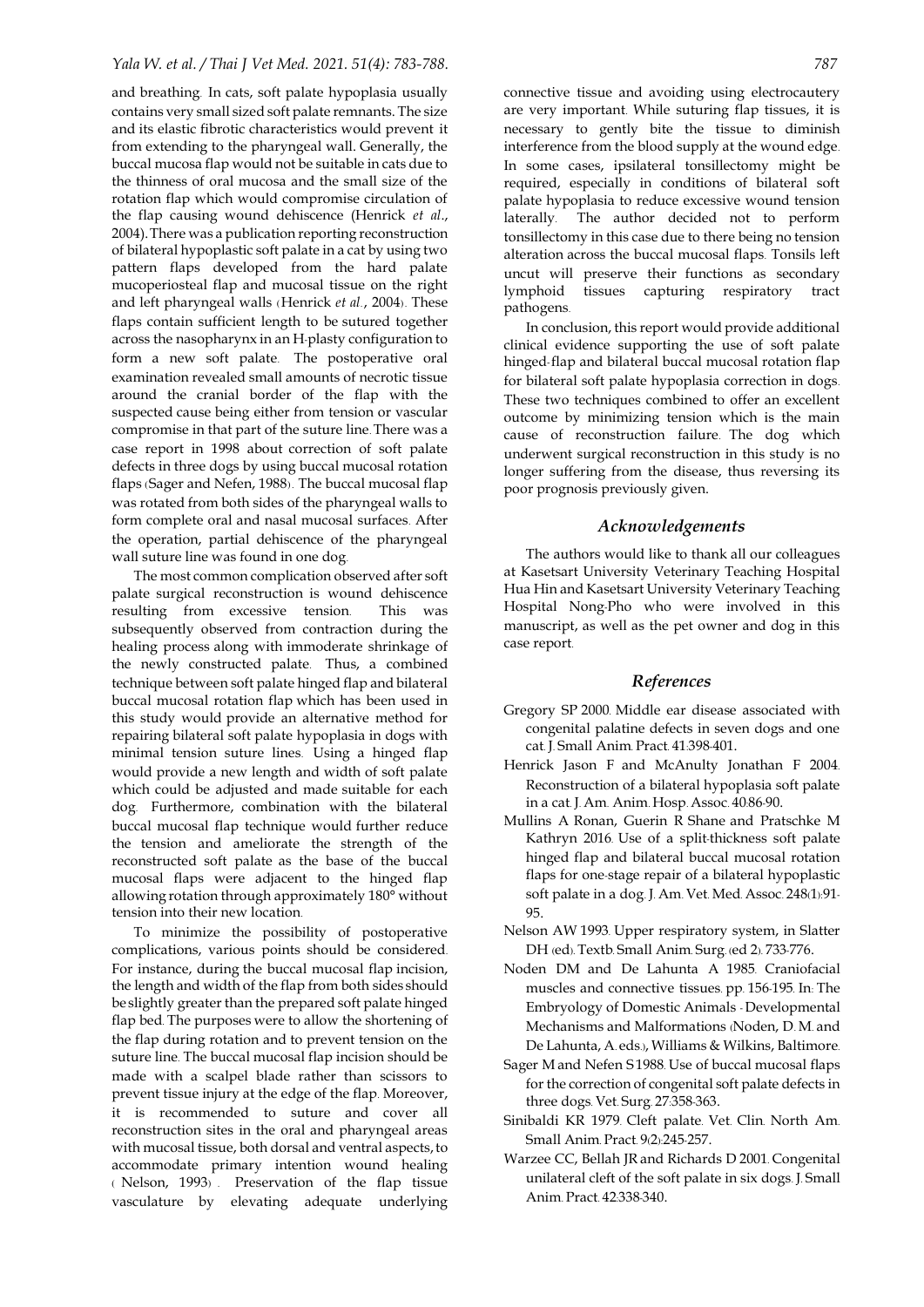and breathing. In cats, soft palate hypoplasia usually contains very small sized soft palate remnants. The size and its elastic fibrotic characteristics would prevent it from extending to the pharyngeal wall. Generally, the buccal mucosa flap would not be suitable in cats due to the thinness of oral mucosa and the small size of the rotation flap which would compromise circulation of the flap causing wound dehiscence (Henrick *et al*., 2004). There was a publication reporting reconstruction of bilateral hypoplastic soft palate in a cat by using two pattern flaps developed from the hard palate mucoperiosteal flap and mucosal tissue on the right and left pharyngeal walls (Henrick *et al.*, 2004). These flaps contain sufficient length to be sutured together across the nasopharynx in an H-plasty configuration to form a new soft palate. The postoperative oral examination revealed small amounts of necrotic tissue around the cranial border of the flap with the suspected cause being either from tension or vascular compromise in that part of the suture line. There was a case report in 1998 about correction of soft palate defects in three dogs by using buccal mucosal rotation flaps (Sager and Nefen, 1988). The buccal mucosal flap was rotated from both sides of the pharyngeal walls to form complete oral and nasal mucosal surfaces. After the operation, partial dehiscence of the pharyngeal wall suture line was found in one dog.

The most common complication observed after soft palate surgical reconstruction is wound dehiscence resulting from excessive tension. This was subsequently observed from contraction during the healing process along with immoderate shrinkage of the newly constructed palate. Thus, a combined technique between soft palate hinged flap and bilateral buccal mucosal rotation flap which has been used in this study would provide an alternative method for repairing bilateral soft palate hypoplasia in dogs with minimal tension suture lines. Using a hinged flap would provide a new length and width of soft palate which could be adjusted and made suitable for each dog. Furthermore, combination with the bilateral buccal mucosal flap technique would further reduce the tension and ameliorate the strength of the reconstructed soft palate as the base of the buccal mucosal flaps were adjacent to the hinged flap allowing rotation through approximately 180° without tension into their new location.

To minimize the possibility of postoperative complications, various points should be considered. For instance, during the buccal mucosal flap incision, the length and width of the flap from both sides should be slightly greater than the prepared soft palate hinged flap bed. The purposes were to allow the shortening of the flap during rotation and to prevent tension on the suture line. The buccal mucosal flap incision should be made with a scalpel blade rather than scissors to prevent tissue injury at the edge of the flap. Moreover, it is recommended to suture and cover all reconstruction sites in the oral and pharyngeal areas with mucosal tissue, both dorsal and ventral aspects, to accommodate primary intention wound healing (Nelson, 1993). Preservation of the flap tissue vasculature by elevating adequate underlying connective tissue and avoiding using electrocautery are very important. While suturing flap tissues, it is necessary to gently bite the tissue to diminish interference from the blood supply at the wound edge. In some cases, ipsilateral tonsillectomy might be required, especially in conditions of bilateral soft palate hypoplasia to reduce excessive wound tension laterally. The author decided not to perform tonsillectomy in this case due to there being no tension alteration across the buccal mucosal flaps. Tonsils left uncut will preserve their functions as secondary lymphoid tissues capturing respiratory tract pathogens.

In conclusion, this report would provide additional clinical evidence supporting the use of soft palate hinged-flap and bilateral buccal mucosal rotation flap for bilateral soft palate hypoplasia correction in dogs. These two techniques combined to offer an excellent outcome by minimizing tension which is the main cause of reconstruction failure. The dog which underwent surgical reconstruction in this study is no longer suffering from the disease, thus reversing its poor prognosis previously given.

## Acknowledgements

The authors would like to thank all our colleagues at Kasetsart University Veterinary Teaching Hospital Hua Hin and Kasetsart University Veterinary Teaching Hospital Nong-Pho who were involved in this manuscript, as well as the pet owner and dog in this case report.

## References

- Gregory SP 2000. Middle ear disease associated with congenital palatine defects in seven dogs and one cat. J. Small Anim. Pract. 41:398-401.
- Henrick Jason F and McAnulty Jonathan F 2004. Reconstruction of a bilateral hypoplasia soft palate in a cat. J. Am. Anim. Hosp. Assoc. 40:86-90.
- Mullins A Ronan, Guerin R Shane and Pratschke M Kathryn 2016. Use of a split-thickness soft palate hinged flap and bilateral buccal mucosal rotation flaps for one-stage repair of a bilateral hypoplastic soft palate in a dog. J. Am. Vet. Med. Assoc. 248(1):91-95.
- Nelson AW 1993. Upper respiratory system, in Slatter DH (ed). Textb. Small Anim. Surg. (ed 2). 733-776.
- Noden DM and De Lahunta A 1985. Craniofacial muscles and connective tissues. pp. 156-195. In: The Embryology of Domestic Animals - Developmental Mechanisms and Malformations (Noden, D. M. and De Lahunta, A. eds.), Williams & Wilkins, Baltimore.
- Sager M and Nefen S 1988. Use of buccal mucosal flaps for the correction of congenital soft palate defects in three dogs. Vet. Surg. 27:358-363.
- Sinibaldi KR 1979. Cleft palate. Vet. Clin. North Am. Small Anim. Pract. 9(2):245-257.
- Warzee CC, Bellah JR and Richards D 2001. Congenital unilateral cleft of the soft palate in six dogs. J. Small Anim. Pract. 42:338-340.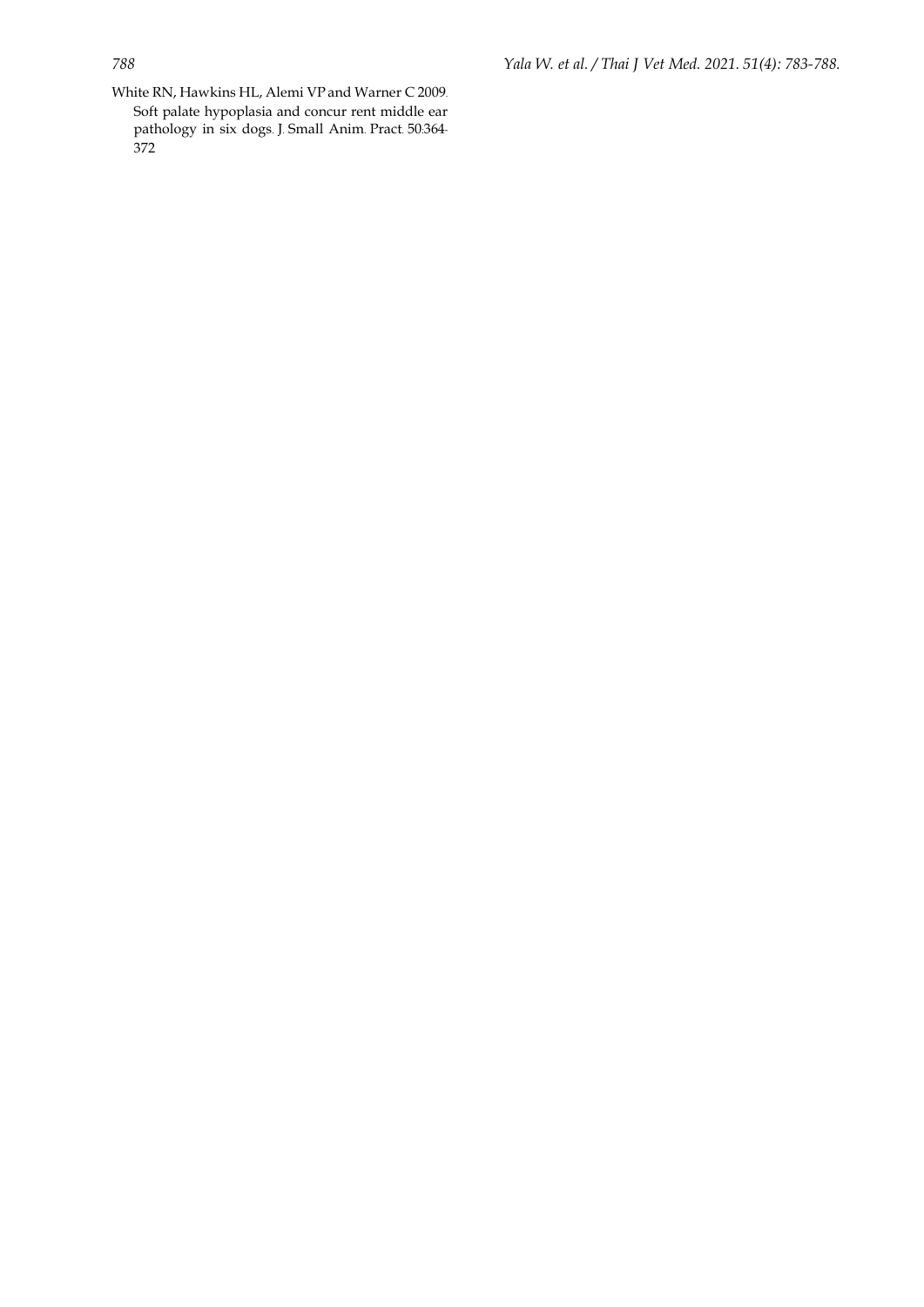White RN, Hawkins HL, Alemi VP and Warner C 2009. Soft palate hypoplasia and concur rent middle ear pathology in six dogs. J. Small Anim. Pract. 50:364-372